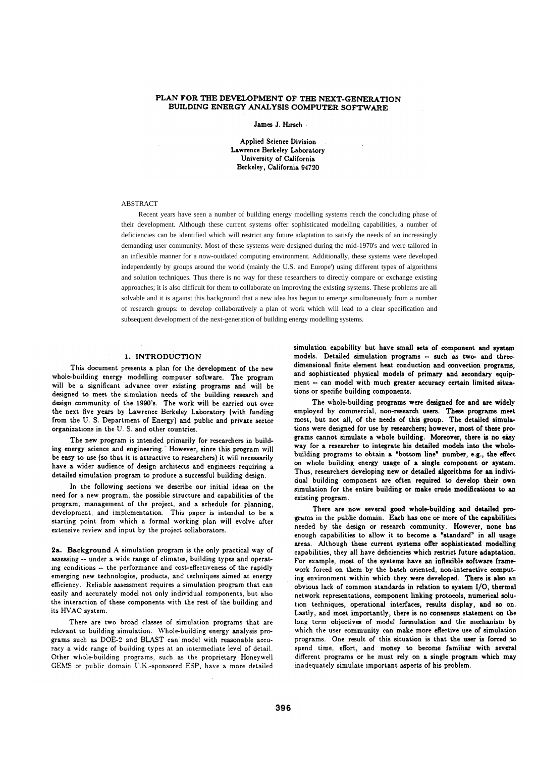# PLAN FOR THE DEVELOPMENT OF THE NEXT-GENERATION BUILDING ENERGY ANALYSIS COMPUTER SOFTWARE

James J. Hirsch

Applied Science Division
Lawrence Berkeley Laboratory
University of California
Berkeley, California 94720

## ABSTRACT

Recent years have seen a number of building energy modelling systems reach the concluding phase of their development. Although these current systems offer sophisticated modelling capabilities, a number of deficiencies can be identified which will restrict any future adaptation to satisfy the needs of an increasingly demanding user community. Most of these systems were designed during the mid-1970's and were tailored in an inflexible manner for a now-outdated computing environment. Additionally, these systems were developed independently by groups around the world (mainly the U.S. and Europe') using different types of algorithms and solution techniques. Thus there is no way for these researchers to directly compare or exchange existing approaches; it is also difficult for them to collaborate on improving the existing systems. These problems are all solvable and it is against this background that a new idea has begun to emerge simultaneously from a number of research groups: to develop collaboratively a plan of work which will lead to a clear specification and subsequent development of the next-generation of building energy modelling systems.

## 1. INTRODUCTION

This document presents a plan for the development of the new whole-building energy modelling computer software. The program will be a significant advance over existing programs and will be designed to meet the simulation needs of the building research and design community of the 1990's. The work will be carried out over the next five years by Lawrence Berkeley Laboratory (with funding from the U. S. Department of Energy) and public and private sector organizations in the U. S. and other countries.

The new program is intended primarily for researchers in building energy science and engineering. However, since this program will be easy to use (so that it is attractive to researchers) it will necessarily have a wider audience of design architects and engineers requiring a detailed simulation program to produce a successful building design.

In the following sections we describe our initial ideas on the need for a new program, the possible structure and capabilities of the program, management of the project, and a schedule for planning, development, and implementation. This paper is intended to be a starting point from which a formal working plan will evolve after extensive review and input by the project collaborators.

**2a. Background** A simulation program is the only practical way of assessing -- under a wide range of climates, building types and operating conditions -- the performance and cost-effectiveness of the rapidly emerging new technologies, products, and techniques aimed at energy efficiency. Reliable assessment requires a simulation program that can easily and accurately model not only individual components, but also the interaction of these components with the rest of the building and its HVAC system.

There are two broad classes of simulation programs that are relevant to building simulation. Whole-building energy analysis programs such as DOE-2 and BLAST can model with reasonable accuracy a wide range of building types at an intermediate level of detail. Other whole-building programs, such as the proprietary Honeywell GEMS or public domain U.K.-sponsored ESP, have a more detailed simulation capability but have small sets of component and system models. Detailed simulation programs -- such as two- and three-dimensional finite element heat conduction and convection programs, and sophisticated physical models of primary and secondary equipment -- can model with much greater accuracy certain limited situations or specific building components.

The whole-building programs were designed for and are widely employed by commercial, non-research users. These programs meet most, but not all, of the needs of this group. The detailed simulations were designed for use by researchers; however, most of these programs cannot simulate a whole building. Moreover, there is no easy way for a researcher to integrate his detailed models into the whole-building programs to obtain a "bottom line" number, e.g., the effect on whole building energy usage of a single component or system. Thus, researchers developing new or detailed algorithms for an individual building component are often required to develop their own simulation for the entire building or make crude modifications to an existing program.

There are now several good whole-building and detailed programs in the public domain. Each has one or more of the capabilities needed by the design or research community. However, none has enough capabilities to allow it to become a "standard" in all usage areas. Although these current systems offer sophisticated modelling capabilities, they all have deficiencies which restrict future adaptation. For example, most of the systems have an inflexible software framework forced on them by the batch oriented, non-interactive computing environment within which they were developed. There is also an obvious lack of common standards in relation to system I/O, thermal network representations, component linking protocols, numerical solution techniques, operational interfaces, results display, and so on. Lastly, and most importantly, there is no consensus statement on the long term objectives of model formulation and the mechanism by which the user community can make more effective use of simulation programs. One result of this situation is that the user is forced to spend time, effort, and money to become familiar with several different programs or he must rely on a single program which may inadequately simulate important aspects of his problem.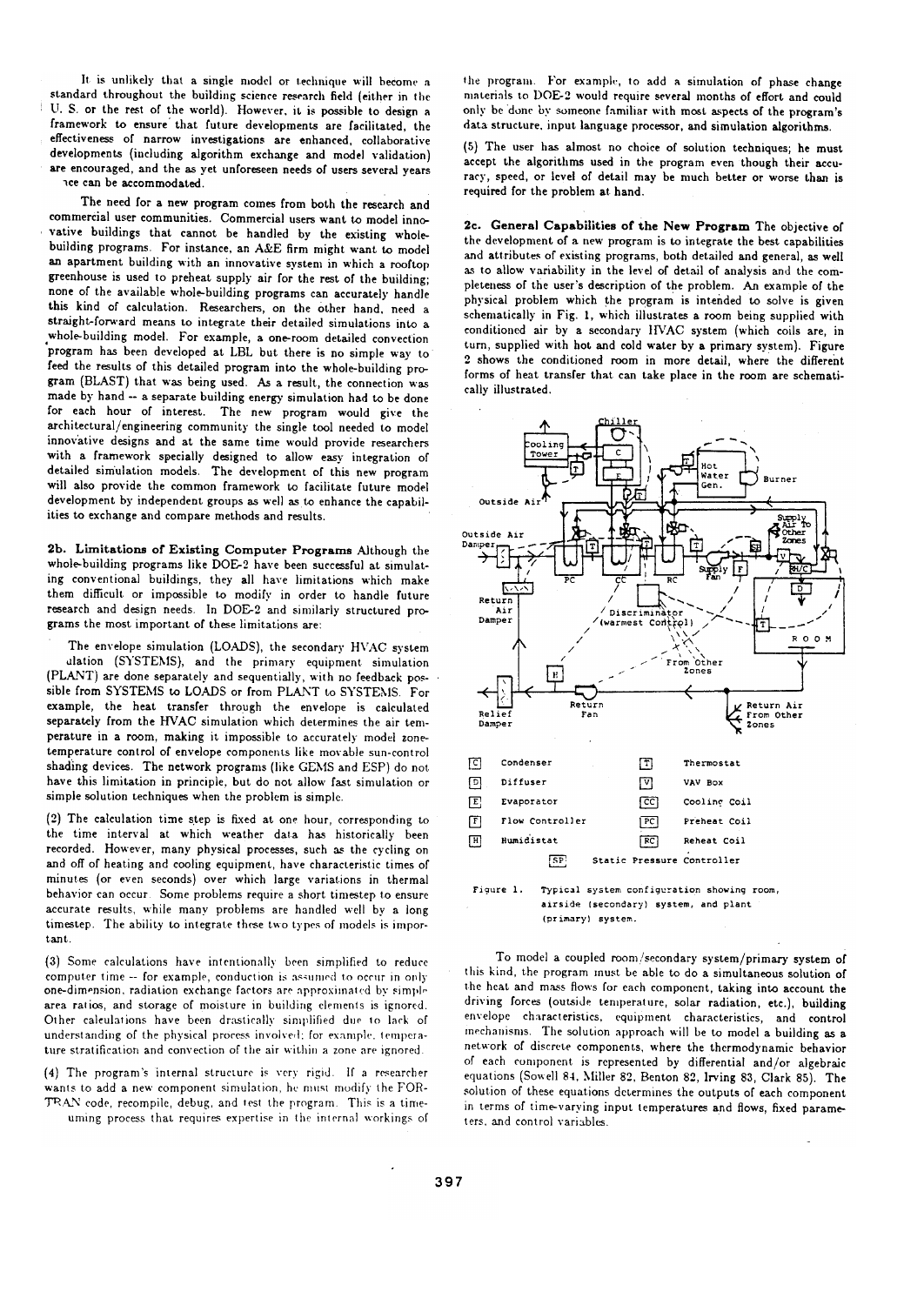It is unlikely that a single model or technique will become a standard throughout the building science research field (either in the U. S. or the rest of the world). However, it is possible to design a framework to ensure that future developments are facilitated, the effectiveness of narrow investigations are enhanced, collaborative developments (including algorithm exchange and model validation) are encouraged, and the as yet unforeseen needs of users several years hence can be accommodated.

The need for a new program comes from both the research and commercial user communities. Commercial users want to model innovative buildings that cannot be handled by the existing whole-building programs. For instance, an A&E firm might want to model an apartment building with an innovative system in which a rooftop greenhouse is used to preheat supply air for the rest of the building; none of the available whole-building programs can accurately handle this kind of calculation. Researchers, on the other hand, need a straight-forward means to integrate their detailed simulations into a whole-building model. For example, a one-room detailed convection program has been developed at LBL but there is no simple way to feed the results of this detailed program into the whole-building program (BLAST) that was being used. As a result, the connection was made by hand -- a separate building energy simulation had to be done for each hour of interest. The new program would give the architectural/engineering community the single tool needed to model innovative designs and at the same time would provide researchers with a framework specially designed to allow easy integration of detailed simulation models. The development of this new program will also provide the common framework to facilitate future model development by independent groups as well as to enhance the capabilities to exchange and compare methods and results.

**2b. Limitations of Existing Computer Programs** Although the whole-building programs like DOE-2 have been successful at simulating conventional buildings, they all have limitations which make them difficult or impossible to modify in order to handle future research and design needs. In DOE-2 and similarly structured programs the most important of these limitations are:

The envelope simulation (LOADS), the secondary HVAC system simulation (SYSTEMS), and the primary equipment simulation (PLANT) are done separately and sequentially, with no feedback possible from SYSTEMS to LOADS or from PLANT to SYSTEMS. For example, the heat transfer through the envelope is calculated separately from the HVAC simulation which determines the air temperature in a room, making it impossible to accurately model zone-temperature control of envelope components like movable sun-control shading devices. The network programs (like GEMS and ESP) do not have this limitation in principle, but do not allow fast simulation or simple solution techniques when the problem is simple.

(2) The calculation time step is fixed at one hour, corresponding to the time interval at which weather data has historically been recorded. However, many physical processes, such as the cycling on and off of heating and cooling equipment, have characteristic times of minutes (or even seconds) over which large variations in thermal behavior can occur. Some problems require a short timestep to ensure accurate results, while many problems are handled well by a long timestep. The ability to integrate these two types of models is important.

(3) Some calculations have intentionally been simplified to reduce computer time -- for example, conduction is assumed to occur in only one-dimension, radiation exchange factors are approximated by simple area ratios, and storage of moisture in building elements is ignored. Other calculations have been drastically simplified due to lack of understanding of the physical process involved; for example, temperature stratification and convection of the air within a zone are ignored.

(4) The program's internal structure is very rigid. If a researcher wants to add a new component simulation, he must modify the FORTRAN code, recompile, debug, and test the program. This is a time-consuming process that requires expertise in the internal workings of the program. For example, to add a simulation of phase change materials to DOE-2 would require several months of effort and could only be done by someone familiar with most aspects of the program's data structure, input language processor, and simulation algorithms.

(5) The user has almost no choice of solution techniques; he must accept the algorithms used in the program even though their accuracy, speed, or level of detail may be much better or worse than is required for the problem at hand.

**2c. General Capabilities of the New Program** The objective of the development of a new program is to integrate the best capabilities and attributes of existing programs, both detailed and general, as well as to allow variability in the level of detail of analysis and the completeness of the user's description of the problem. An example of the physical problem which the program is intended to solve is given schematically in Fig. 1, which illustrates a room being supplied with conditioned air by a secondary HVAC system (which coils are, in turn, supplied with hot and cold water by a primary system). Figure 2 shows the conditioned room in more detail, where the different forms of heat transfer that can take place in the room are schematically illustrated.

Figure 1. Typical system configuration showing room, airside (secondary) system, and plant (primary) system.

To model a coupled room/secondary system/primary system of this kind, the program must be able to do a simultaneous solution of the heat and mass flows for each component, taking into account the driving forces (outside temperature, solar radiation, etc.), building envelope characteristics, equipment characteristics, and control mechanisms. The solution approach will be to model a building as a network of discrete components, where the thermodynamic behavior of each component is represented by differential and/or algebraic equations (Sowell 84, Miller 82, Benton 82, Irving 83, Clark 85). The solution of these equations determines the outputs of each component in terms of time-varying input temperatures and flows, fixed parameters, and control variables.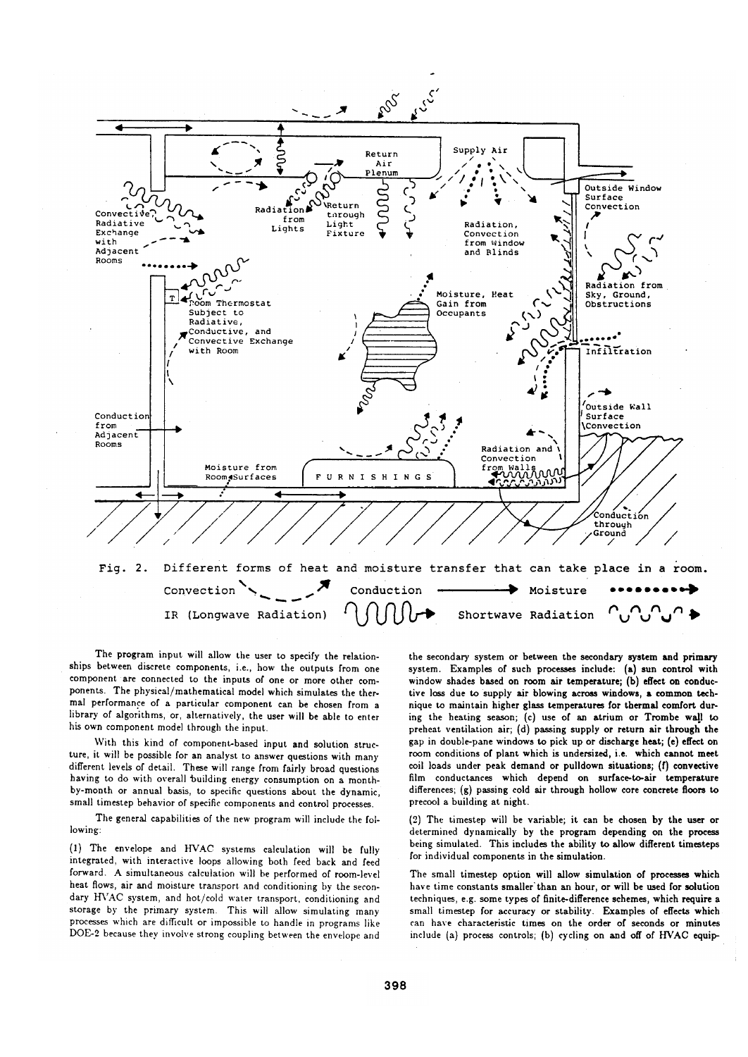Fig. 2. Different forms of heat and moisture transfer that can take place in a room.

Convection — Conduction — Moisture — IR (Longwave Radiation) — Shortwave Radiation

The program input will allow the user to specify the relationships between discrete components, i.e., how the outputs from one component are connected to the inputs of one or more other components. The physical/mathematical model which simulates the thermal performance of a particular component can be chosen from a library of algorithms, or, alternatively, the user will be able to enter his own component model through the input.

With this kind of component-based input and solution structure, it will be possible for an analyst to answer questions with many different levels of detail. These will range from fairly broad questions having to do with overall building energy consumption on a month-by-month or annual basis, to specific questions about the dynamic, small timestep behavior of specific components and control processes.

The general capabilities of the new program will include the following:

(1) The envelope and HVAC systems calculation will be fully integrated, with interactive loops allowing both feed back and feed forward. A simultaneous calculation will be performed of room-level heat flows, air and moisture transport and conditioning by the secondary HVAC system, and hot/cold water transport, conditioning and storage by the primary system. This will allow simulating many processes which are difficult or impossible to handle in programs like DOE-2 because they involve strong coupling between the envelope and the secondary system or between the secondary system and primary system. Examples of such processes include: (a) sun control with window shades based on room air temperature; (b) effect on conductive loss due to supply air blowing across windows, a common technique to maintain higher glass temperatures for thermal comfort during the heating season; (c) use of an atrium or Trombe wall to preheat ventilation air; (d) passing supply or return air through the gap in double-pane windows to pick up or discharge heat; (e) effect on room conditions of plant which is undersized, i.e. which cannot meet coil loads under peak demand or pulldown situations; (f) convective film conductances which depend on surface-to-air temperature differences; (g) passing cold air through hollow core concrete floors to precool a building at night.

(2) The timestep will be variable; it can be chosen by the user or determined dynamically by the program depending on the process being simulated. This includes the ability to allow different timesteps for individual components in the simulation.

The small timestep option will allow simulation of processes which have time constants smaller than an hour, or will be used for solution techniques, e.g. some types of finite-difference schemes, which require a small timestep for accuracy or stability. Examples of effects which can have characteristic times on the order of seconds or minutes include (a) process controls; (b) cycling on and off of HVAC equip-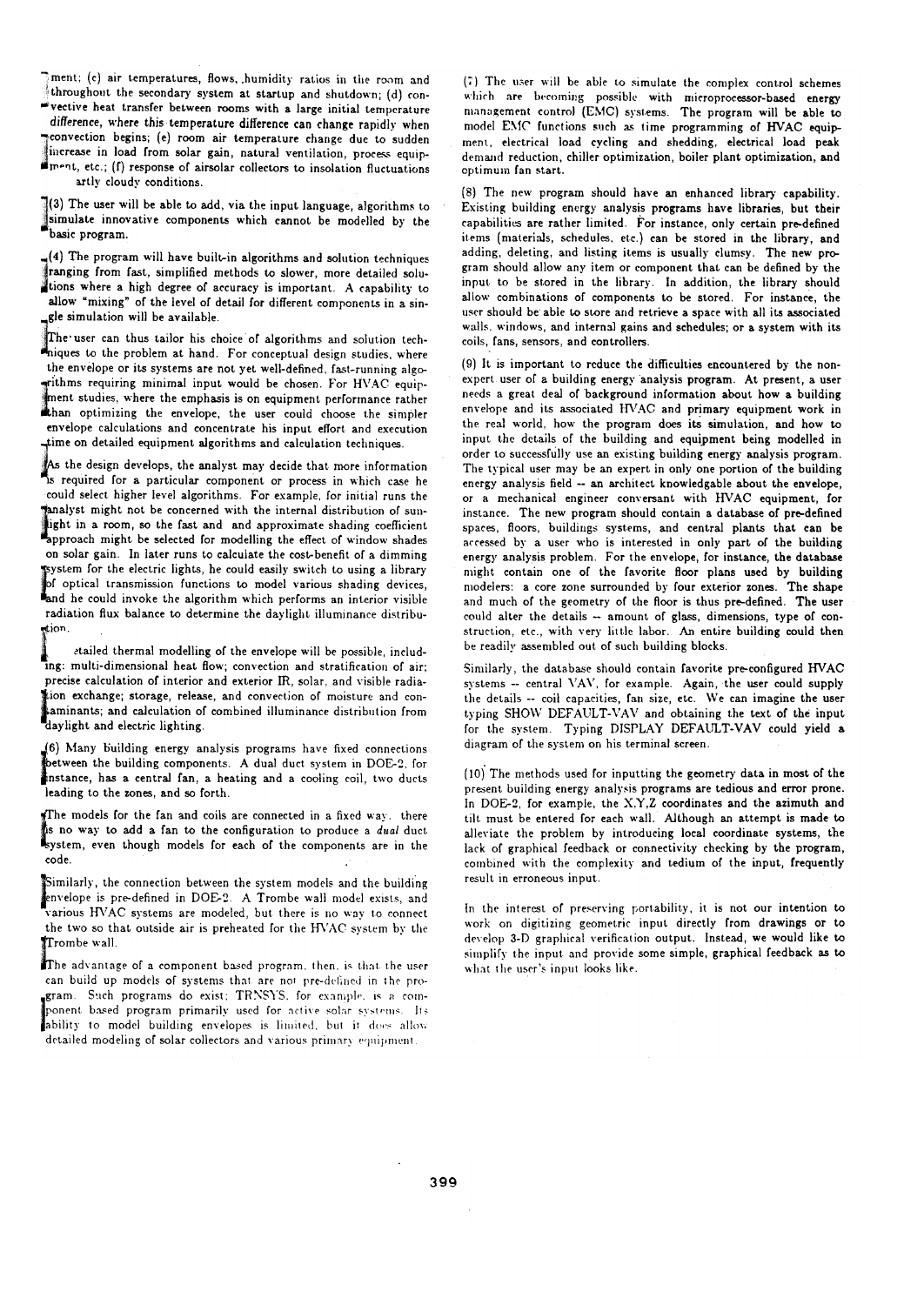ment; (c) air temperatures, flows, humidity ratios in the room and throughout the secondary system at startup and shutdown; (d) convective heat transfer between rooms with a large initial temperature difference, where this temperature difference can change rapidly when convection begins; (e) room air temperature change due to sudden increase in load from solar gain, natural ventilation, process equipment, etc.; (f) response of airsolar collectors to insolation fluctuations artly cloudy conditions.

(3) The user will be able to add, via the input language, algorithms to simulate innovative components which cannot be modelled by the basic program.

(4) The program will have built-in algorithms and solution techniques ranging from fast, simplified methods to slower, more detailed solutions where a high degree of accuracy is important. A capability to allow "mixing" of the level of detail for different components in a single simulation will be available.

The user can thus tailor his choice of algorithms and solution techniques to the problem at hand. For conceptual design studies, where the envelope or its systems are not yet well-defined, fast-running algorithms requiring minimal input would be chosen. For HVAC equipment studies, where the emphasis is on equipment performance rather than optimizing the envelope, the user could choose the simpler envelope calculations and concentrate his input effort and execution time on detailed equipment algorithms and calculation techniques.

As the design develops, the analyst may decide that more information is required for a particular component or process in which case he could select higher level algorithms. For example, for initial runs the analyst might not be concerned with the internal distribution of sunlight in a room, so the fast and and approximate shading coefficient approach might be selected for modelling the effect of window shades on solar gain. In later runs to calculate the cost-benefit of a dimming system for the electric lights, he could easily switch to using a library of optical transmission functions to model various shading devices, and he could invoke the algorithm which performs an interior visible radiation flux balance to determine the daylight illuminance distribution.

Detailed thermal modelling of the envelope will be possible, including: multi-dimensional heat flow; convection and stratification of air; precise calculation of interior and exterior IR, solar, and visible radiation exchange; storage, release, and convection of moisture and contaminants; and calculation of combined illuminance distribution from daylight and electric lighting.

(6) Many building energy analysis programs have fixed connections between the building components. A dual duct system in DOE-2, for instance, has a central fan, a heating and a cooling coil, two ducts leading to the zones, and so forth.

The models for the fan and coils are connected in a fixed way; there is no way to add a fan to the configuration to produce a *dual* duct system, even though models for each of the components are in the code.

Similarly, the connection between the system models and the building envelope is pre-defined in DOE-2. A Trombe wall model exists, and various HVAC systems are modeled, but there is no way to connect the two so that outside air is preheated for the HVAC system by the Trombe wall.

The advantage of a component based program, then, is that the user can build up models of systems that are not pre-defined in the program. Such programs do exist; TRNSYS, for example, is a component based program primarily used for active solar systems. Its ability to model building envelopes is limited, but it does allow detailed modeling of solar collectors and various primary equipment.

(7) The user will be able to simulate the complex control schemes which are becoming possible with microprocessor-based energy management control (EMC) systems. The program will be able to model EMC functions such as time programming of HVAC equipment, electrical load cycling and shedding, electrical load peak demand reduction, chiller optimization, boiler plant optimization, and optimum fan start.

(8) The new program should have an enhanced library capability. Existing building energy analysis programs have libraries, but their capabilities are rather limited. For instance, only certain pre-defined items (materials, schedules, etc.) can be stored in the library, and adding, deleting, and listing items is usually clumsy. The new program should allow any item or component that can be defined by the input to be stored in the library. In addition, the library should allow combinations of components to be stored. For instance, the user should be able to store and retrieve a space with all its associated walls, windows, and internal gains and schedules; or a system with its coils, fans, sensors, and controllers.

(9) It is important to reduce the difficulties encountered by the non-expert user of a building energy analysis program. At present, a user needs a great deal of background information about how a building envelope and its associated HVAC and primary equipment work in the real world, how the program does its simulation, and how to input the details of the building and equipment being modelled in order to successfully use an existing building energy analysis program. The typical user may be an expert in only one portion of the building energy analysis field -- an architect knowledgable about the envelope, or a mechanical engineer conversant with HVAC equipment, for instance. The new program should contain a database of pre-defined spaces, floors, buildings systems, and central plants that can be accessed by a user who is interested in only part of the building energy analysis problem. For the envelope, for instance, the database might contain one of the favorite floor plans used by building modelers: a core zone surrounded by four exterior zones. The shape and much of the geometry of the floor is thus pre-defined. The user could alter the details -- amount of glass, dimensions, type of construction, etc., with very little labor. An entire building could then be readily assembled out of such building blocks.

Similarly, the database should contain favorite pre-configured HVAC systems -- central VAV, for example. Again, the user could supply the details -- coil capacities, fan size, etc. We can imagine the user typing SHOW DEFAULT-VAV and obtaining the text of the input for the system. Typing DISPLAY DEFAULT-VAV could yield a diagram of the system on his terminal screen.

(10) The methods used for inputting the geometry data in most of the present building energy analysis programs are tedious and error prone. In DOE-2, for example, the X,Y,Z coordinates and the azimuth and tilt must be entered for each wall. Although an attempt is made to alleviate the problem by introducing local coordinate systems, the lack of graphical feedback or connectivity checking by the program, combined with the complexity and tedium of the input, frequently result in erroneous input.

In the interest of preserving portability, it is not our intention to work on digitizing geometric input directly from drawings or to develop 3-D graphical verification output. Instead, we would like to simplify the input and provide some simple, graphical feedback as to what the user's input looks like.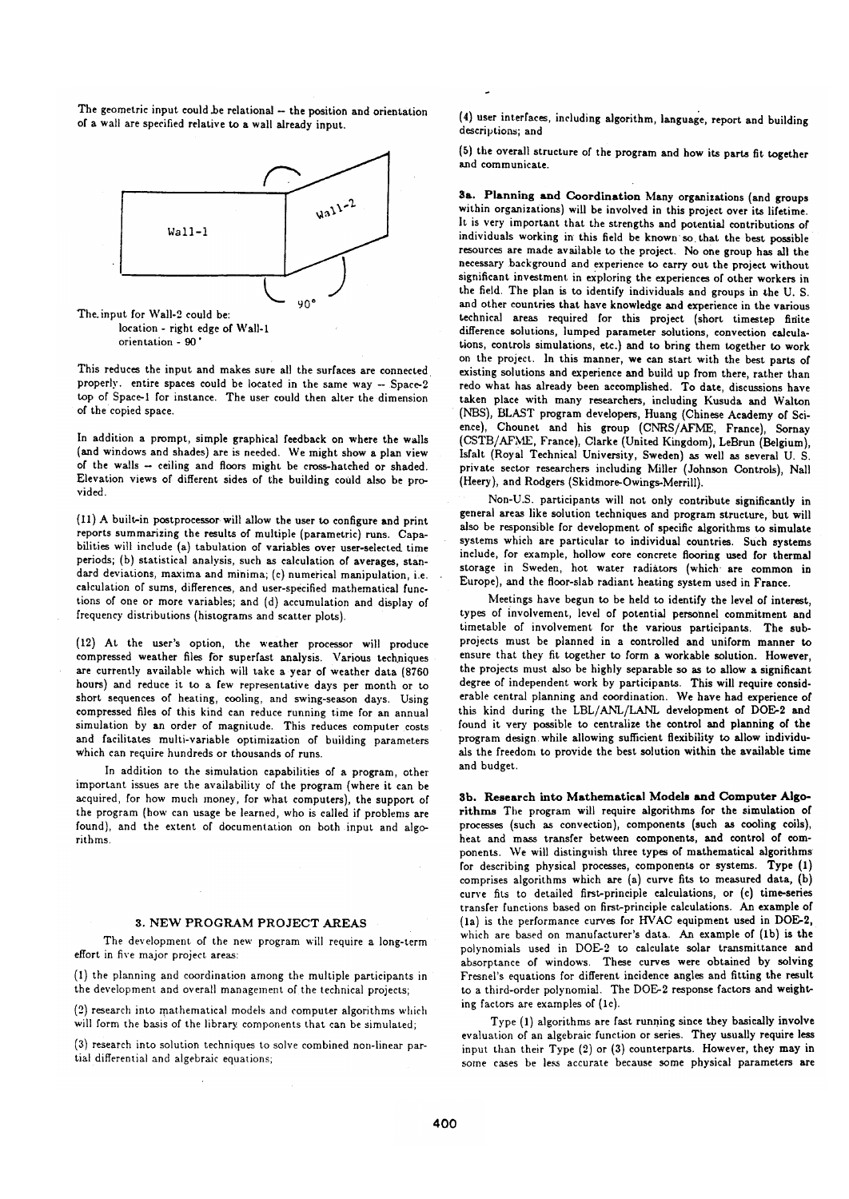The geometric input could be relational -- the position and orientation of a wall are specified relative to a wall already input.

The input for Wall-2 could be:
location - right edge of Wall-1
orientation - 90°

This reduces the input and makes sure all the surfaces are connected properly. entire spaces could be located in the same way -- Space-2 top of Space-1 for instance. The user could then alter the dimension of the copied space.

In addition a prompt, simple graphical feedback on where the walls (and windows and shades) are is needed. We might show a plan view of the walls -- ceiling and floors might be cross-hatched or shaded. Elevation views of different sides of the building could also be provided.

(11) A built-in postprocessor will allow the user to configure and print reports summarizing the results of multiple (parametric) runs. Capabilities will include (a) tabulation of variables over user-selected time periods; (b) statistical analysis, such as calculation of averages, standard deviations, maxima and minima; (c) numerical manipulation, i.e. calculation of sums, differences, and user-specified mathematical functions of one or more variables; and (d) accumulation and display of frequency distributions (histograms and scatter plots).

(12) At the user's option, the weather processor will produce compressed weather files for superfast analysis. Various techniques are currently available which will take a year of weather data (8760 hours) and reduce it to a few representative days per month or to short sequences of heating, cooling, and swing-season days. Using compressed files of this kind can reduce running time for an annual simulation by an order of magnitude. This reduces computer costs and facilitates multi-variable optimization of building parameters which can require hundreds or thousands of runs.

In addition to the simulation capabilities of a program, other important issues are the availability of the program (where it can be acquired, for how much money, for what computers), the support of the program (how can usage be learned, who is called if problems are found), and the extent of documentation on both input and algorithms.

## 3. NEW PROGRAM PROJECT AREAS

The development of the new program will require a long-term effort in five major project areas:

(1) the planning and coordination among the multiple participants in the development and overall management of the technical projects;

(2) research into mathematical models and computer algorithms which will form the basis of the library components that can be simulated;

(3) research into solution techniques to solve combined non-linear partial differential and algebraic equations;

(4) user interfaces, including algorithm, language, report and building descriptions; and

(5) the overall structure of the program and how its parts fit together and communicate.

**3a. Planning and Coordination** Many organizations (and groups within organizations) will be involved in this project over its lifetime. It is very important that the strengths and potential contributions of individuals working in this field be known so that the best possible resources are made available to the project. No one group has all the necessary background and experience to carry out the project without significant investment in exploring the experiences of other workers in the field. The plan is to identify individuals and groups in the U. S. and other countries that have knowledge and experience in the various technical areas required for this project (short timestep finite difference solutions, lumped parameter solutions, convection calculations, controls simulations, etc.) and to bring them together to work on the project. In this manner, we can start with the best parts of existing solutions and experience and build up from there, rather than redo what has already been accomplished. To date, discussions have taken place with many researchers, including Kusuda and Walton (NBS), BLAST program developers, Huang (Chinese Academy of Science), Chounet and his group (CNRS/AFME, France), Sornay (CSTB/AFME, France), Clarke (United Kingdom), LeBrun (Belgium), Isfalt (Royal Technical University, Sweden) as well as several U. S. private sector researchers including Miller (Johnson Controls), Nall (Heery), and Rodgers (Skidmore-Owings-Merrill).

Non-U.S. participants will not only contribute significantly in general areas like solution techniques and program structure, but will also be responsible for development of specific algorithms to simulate systems which are particular to individual countries. Such systems include, for example, hollow core concrete flooring used for thermal storage in Sweden, hot water radiators (which are common in Europe), and the floor-slab radiant heating system used in France.

Meetings have begun to be held to identify the level of interest, types of involvement, level of potential personnel commitment and timetable of involvement for the various participants. The subprojects must be planned in a controlled and uniform manner to ensure that they fit together to form a workable solution. However, the projects must also be highly separable so as to allow a significant degree of independent work by participants. This will require considerable central planning and coordination. We have had experience of this kind during the LBL/ANL/LANL development of DOE-2 and found it very possible to centralize the control and planning of the program design while allowing sufficient flexibility to allow individuals the freedom to provide the best solution within the available time and budget.

**3b. Research into Mathematical Models and Computer Algorithms** The program will require algorithms for the simulation of processes (such as convection), components (such as cooling coils), heat and mass transfer between components, and control of components. We will distinguish three types of mathematical algorithms for describing physical processes, components or systems. Type (1) comprises algorithms which are (a) curve fits to measured data, (b) curve fits to detailed first-principle calculations, or (c) time-series transfer functions based on first-principle calculations. An example of (1a) is the performance curves for HVAC equipment used in DOE-2, which are based on manufacturer's data. An example of (1b) is the polynomials used in DOE-2 to calculate solar transmittance and absorptance of windows. These curves were obtained by solving Fresnel's equations for different incidence angles and fitting the result to a third-order polynomial. The DOE-2 response factors and weighting factors are examples of (1c).

Type (1) algorithms are fast running since they basically involve evaluation of an algebraic function or series. They usually require less input than their Type (2) or (3) counterparts. However, they may in some cases be less accurate because some physical parameters are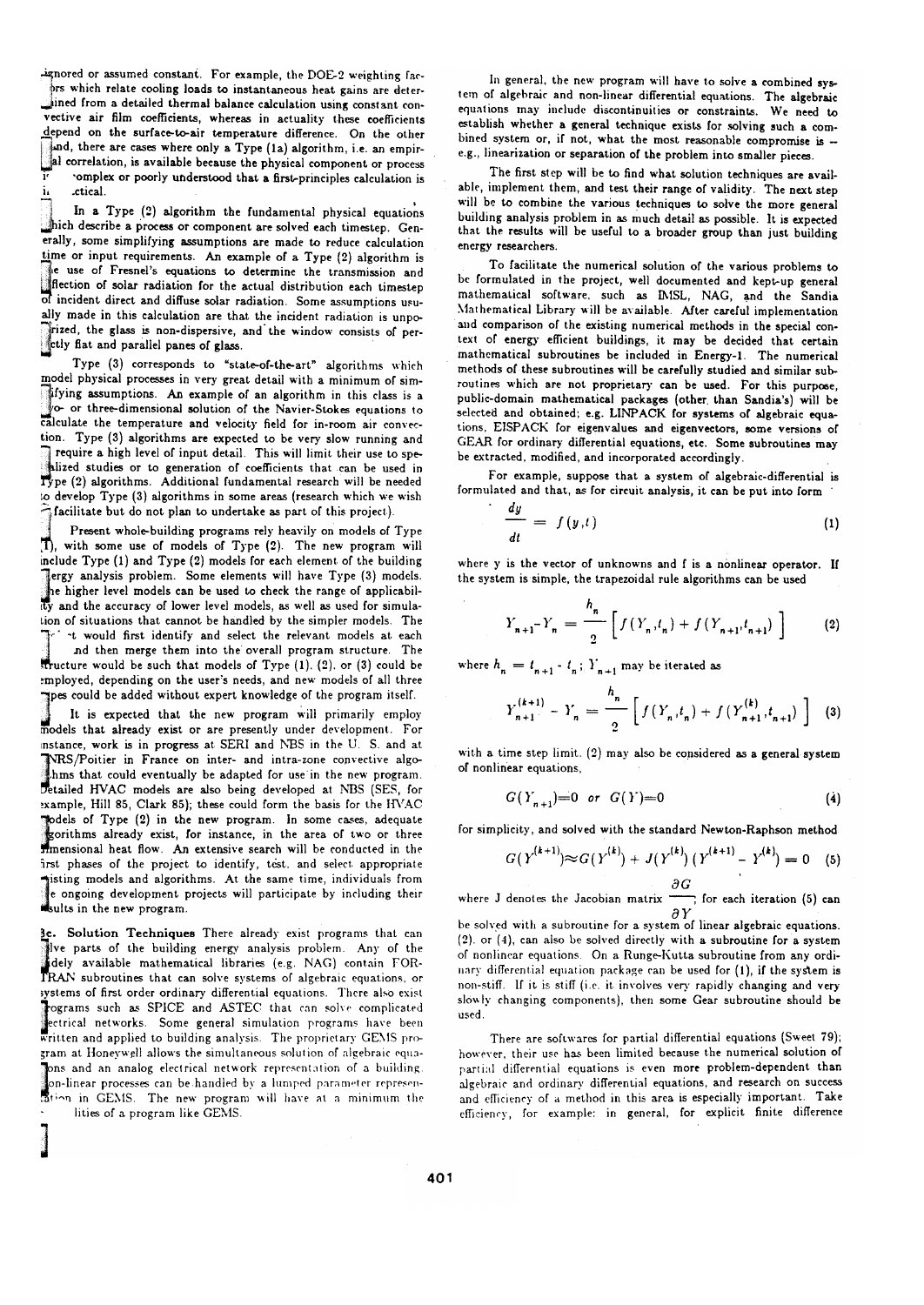ignored or assumed constant. For example, the DOE-2 weighting factors which relate cooling loads to instantaneous heat gains are determined from a detailed thermal balance calculation using constant convective air film coefficients, whereas in actuality these coefficients depend on the surface-to-air temperature difference. On the other hand, there are cases where only a Type (1a) algorithm, i.e. an empirical correlation, is available because the physical component or process is complex or poorly understood that a first-principles calculation is impractical.

In a Type (2) algorithm the fundamental physical equations which describe a process or component are solved each timestep. Generally, some simplifying assumptions are made to reduce calculation time or input requirements. An example of a Type (2) algorithm is the use of Fresnel's equations to determine the transmission and reflection of solar radiation for the actual distribution each timestep of incident direct and diffuse solar radiation. Some assumptions usually made in this calculation are that the incident radiation is unpolarized, the glass is non-dispersive, and the window consists of perfectly flat and parallel panes of glass.

Type (3) corresponds to "state-of-the-art" algorithms which model physical processes in very great detail with a minimum of simplifying assumptions. An example of an algorithm in this class is a two- or three-dimensional solution of the Navier-Stokes equations to calculate the temperature and velocity field for in-room air convection. Type (3) algorithms are expected to be very slow running and require a high level of input detail. This will limit their use to specialized studies or to generation of coefficients that can be used in Type (2) algorithms. Additional fundamental research will be needed to develop Type (3) algorithms in some areas (research which we wish to facilitate but do not plan to undertake as part of this project).

Present whole-building programs rely heavily on models of Type (1), with some use of models of Type (2). The new program will include Type (1) and Type (2) models for each element of the building energy analysis problem. Some elements will have Type (3) models. The higher level models can be used to check the range of applicability and the accuracy of lower level models, as well as used for simulation of situations that cannot be handled by the simpler models. The project would first identify and select the relevant models at each level and then merge them into the overall program structure. The structure would be such that models of Type (1), (2), or (3) could be employed, depending on the user's needs, and new models of all three types could be added without expert knowledge of the program itself.

It is expected that the new program will primarily employ models that already exist or are presently under development. For instance, work is in progress at SERI and NBS in the U. S. and at CNRS/Poitier in France on inter- and intra-zone convective algorithms that could eventually be adapted for use in the new program. Detailed HVAC models are also being developed at NBS (SES, for example, Hill 85, Clark 85); these could form the basis for the HVAC models of Type (2) in the new program. In some cases, adequate algorithms already exist, for instance, in the area of two or three dimensional heat flow. An extensive search will be conducted in the first phases of the project to identify, test, and select appropriate existing models and algorithms. At the same time, individuals from the ongoing development projects will participate by including their results in the new program.

**3c. Solution Techniques** There already exist programs that can solve parts of the building energy analysis problem. Any of the widely available mathematical libraries (e.g. NAG) contain FORTRAN subroutines that can solve systems of algebraic equations, or systems of first order ordinary differential equations. There also exist programs such as SPICE and ASTEC that can solve complicated electrical networks. Some general simulation programs have been written and applied to building analysis. The proprietary GEMS program at Honeywell allows the simultaneous solution of algebraic equations and an analog electrical network representation of a building. Non-linear processes can be handled by a lumped parameter representation in GEMS. The new program will have at a minimum the capabilities of a program like GEMS.

In general, the new program will have to solve a combined system of algebraic and non-linear differential equations. The algebraic equations may include discontinuities or constraints. We need to establish whether a general technique exists for solving such a combined system or, if not, what the most reasonable compromise is – e.g., linearization or separation of the problem into smaller pieces.

The first step will be to find what solution techniques are available, implement them, and test their range of validity. The next step will be to combine the various techniques to solve the more general building analysis problem in as much detail as possible. It is expected that the results will be useful to a broader group than just building energy researchers.

To facilitate the numerical solution of the various problems to be formulated in the project, well documented and kept-up general mathematical software, such as IMSL, NAG, and the Sandia Mathematical Library will be available. After careful implementation and comparison of the existing numerical methods in the special context of energy efficient buildings, it may be decided that certain mathematical subroutines be included in Energy-1. The numerical methods of these subroutines will be carefully studied and similar subroutines which are not proprietary can be used. For this purpose, public-domain mathematical packages (other than Sandia's) will be selected and obtained; e.g. LINPACK for systems of algebraic equations, EISPACK for eigenvalues and eigenvectors, some versions of GEAR for ordinary differential equations, etc. Some subroutines may be extracted, modified, and incorporated accordingly.

For example, suppose that a system of algebraic-differential is formulated and that, as for circuit analysis, it can be put into form

$$\frac{dy}{dt} = f(y,t) \tag{1}$$

where y is the vector of unknowns and f is a nonlinear operator. If the system is simple, the trapezoidal rule algorithms can be used

$$Y_{n+1} - Y_n = \frac{h_n}{2}\left[f(Y_n,t_n) + f(Y_{n+1},t_{n+1})\right] \tag{2}$$

where $h_n = t_{n+1} - t_n$; $Y_{n+1}$ may be iterated as

$$Y_{n+1}^{(k+1)} - Y_n = \frac{h_n}{2}\left[f(Y_n,t_n) + f(Y_{n+1}^{(k)},t_{n+1})\right] \tag{3}$$

with a time step limit. (2) may also be considered as a general system of nonlinear equations,

$$G(Y_{n+1}) = 0 \quad or \quad G(Y) = 0 \tag{4}$$

for simplicity, and solved with the standard Newton-Raphson method

$$G(Y^{(k+1)}) \approx G(Y^{(k)}) + J(Y^{(k)})\,(Y^{(k+1)} - Y^{(k)}) = 0 \tag{5}$$

where J denotes the Jacobian matrix $\frac{\partial G}{\partial Y}$; for each iteration (5) can be solved with a subroutine for a system of linear algebraic equations. (2), or (4), can also be solved directly with a subroutine for a system of nonlinear equations. On a Runge-Kutta subroutine from any ordinary differential equation package can be used for (1), if the system is non-stiff. If it is stiff (i.e. it involves very rapidly changing and very slowly changing components), then some Gear subroutine should be used.

There are softwares for partial differential equations (Sweet 79); however, their use has been limited because the numerical solution of partial differential equations is even more problem-dependent than algebraic and ordinary differential equations, and research on success and efficiency of a method in this area is especially important. Take efficiency, for example: in general, for explicit finite difference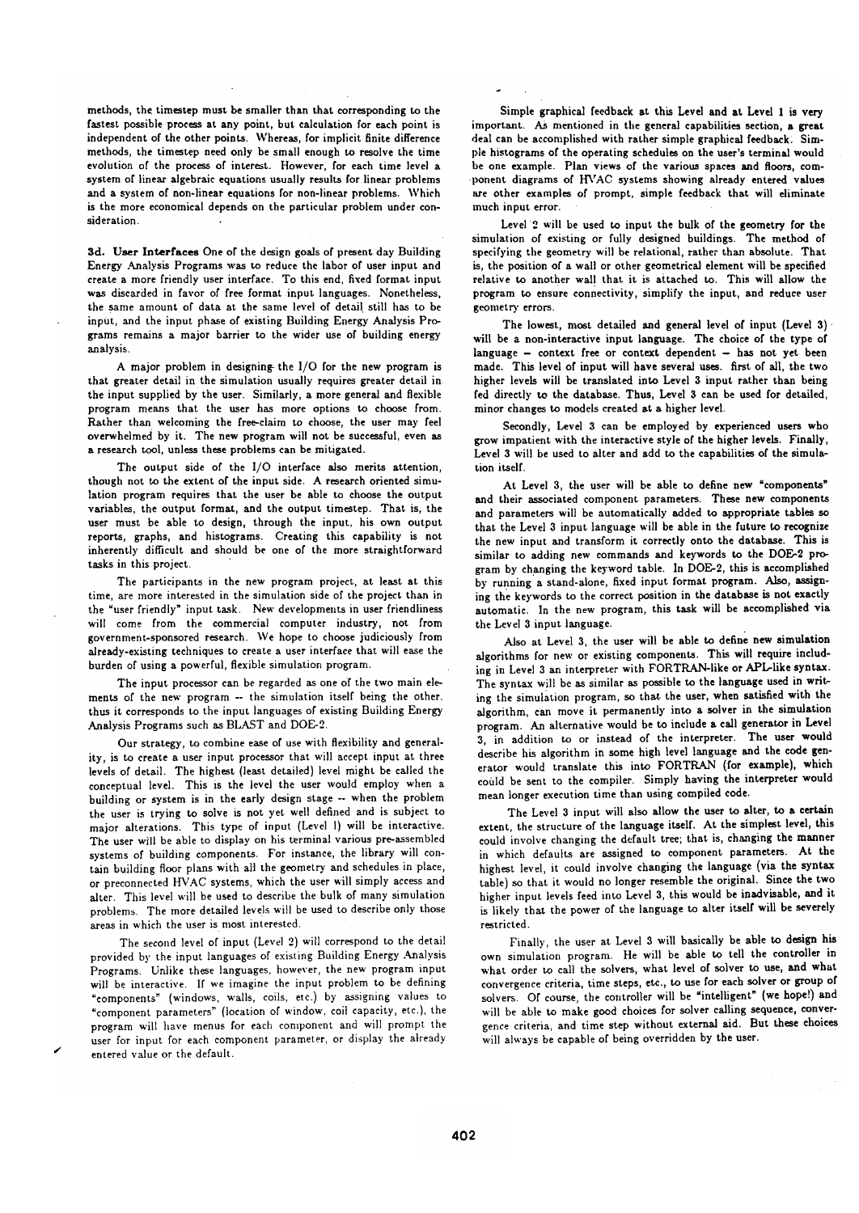methods, the timestep must be smaller than that corresponding to the fastest possible process at any point, but calculation for each point is independent of the other points. Whereas, for implicit finite difference methods, the timestep need only be small enough to resolve the time evolution of the process of interest. However, for each time level a system of linear algebraic equations usually results for linear problems and a system of non-linear equations for non-linear problems. Which is the more economical depends on the particular problem under consideration.

**3d. User Interfaces** One of the design goals of present day Building Energy Analysis Programs was to reduce the labor of user input and create a more friendly user interface. To this end, fixed format input was discarded in favor of free format input languages. Nonetheless, the same amount of data at the same level of detail still has to be input, and the input phase of existing Building Energy Analysis Programs remains a major barrier to the wider use of building energy analysis.

A major problem in designing the I/O for the new program is that greater detail in the simulation usually requires greater detail in the input supplied by the user. Similarly, a more general and flexible program means that the user has more options to choose from. Rather than welcoming the free-claim to choose, the user may feel overwhelmed by it. The new program will not be successful, even as a research tool, unless these problems can be mitigated.

The output side of the I/O interface also merits attention, though not to the extent of the input side. A research oriented simulation program requires that the user be able to choose the output variables, the output format, and the output timestep. That is, the user must be able to design, through the input, his own output reports, graphs, and histograms. Creating this capability is not inherently difficult and should be one of the more straightforward tasks in this project.

The participants in the new program project, at least at this time, are more interested in the simulation side of the project than in the "user friendly" input task. New developments in user friendliness will come from the commercial computer industry, not from government-sponsored research. We hope to choose judiciously from already-existing techniques to create a user interface that will ease the burden of using a powerful, flexible simulation program.

The input processor can be regarded as one of the two main elements of the new program -- the simulation itself being the other. thus it corresponds to the input languages of existing Building Energy Analysis Programs such as BLAST and DOE-2.

Our strategy, to combine ease of use with flexibility and generality, is to create a user input processor that will accept input at three levels of detail. The highest (least detailed) level might be called the conceptual level. This is the level the user would employ when a building or system is in the early design stage -- when the problem the user is trying to solve is not yet well defined and is subject to major alterations. This type of input (Level 1) will be interactive. The user will be able to display on his terminal various pre-assembled systems of building components. For instance, the library will contain building floor plans with all the geometry and schedules in place, or preconnected HVAC systems, which the user will simply access and alter. This level will be used to describe the bulk of many simulation problems. The more detailed levels will be used to describe only those areas in which the user is most interested.

The second level of input (Level 2) will correspond to the detail provided by the input languages of existing Building Energy Analysis Programs. Unlike these languages, however, the new program input will be interactive. If we imagine the input problem to be defining "components" (windows, walls, coils, etc.) by assigning values to "component parameters" (location of window, coil capacity, etc.), the program will have menus for each component and will prompt the user for input for each component parameter, or display the already entered value or the default.

Simple graphical feedback at this Level and at Level 1 is very important. As mentioned in the general capabilities section, a great deal can be accomplished with rather simple graphical feedback. Simple histograms of the operating schedules on the user's terminal would be one example. Plan views of the various spaces and floors, component diagrams of HVAC systems showing already entered values are other examples of prompt, simple feedback that will eliminate much input error.

Level 2 will be used to input the bulk of the geometry for the simulation of existing or fully designed buildings. The method of specifying the geometry will be relational, rather than absolute. That is, the position of a wall or other geometrical element will be specified relative to another wall that it is attached to. This will allow the program to ensure connectivity, simplify the input, and reduce user geometry errors.

The lowest, most detailed and general level of input (Level 3) will be a non-interactive input language. The choice of the type of language -- context free or context dependent -- has not yet been made. This level of input will have several uses. first of all, the two higher levels will be translated into Level 3 input rather than being fed directly to the database. Thus, Level 3 can be used for detailed, minor changes to models created at a higher level.

Secondly, Level 3 can be employed by experienced users who grow impatient with the interactive style of the higher levels. Finally, Level 3 will be used to alter and add to the capabilities of the simulation itself.

At Level 3, the user will be able to define new "components" and their associated component parameters. These new components and parameters will be automatically added to appropriate tables so that the Level 3 input language will be able in the future to recognize the new input and transform it correctly onto the database. This is similar to adding new commands and keywords to the DOE-2 program by changing the keyword table. In DOE-2, this is accomplished by running a stand-alone, fixed input format program. Also, assigning the keywords to the correct position in the database is not exactly automatic. In the new program, this task will be accomplished via the Level 3 input language.

Also at Level 3, the user will be able to define new simulation algorithms for new or existing components. This will require including in Level 3 an interpreter with FORTRAN-like or APL-like syntax. The syntax will be as similar as possible to the language used in writing the simulation program, so that the user, when satisfied with the algorithm, can move it permanently into a solver in the simulation program. An alternative would be to include a call generator in Level 3, in addition to or instead of the interpreter. The user would describe his algorithm in some high level language and the code generator would translate this into FORTRAN (for example), which could be sent to the compiler. Simply having the interpreter would mean longer execution time than using compiled code.

The Level 3 input will also allow the user to alter, to a certain extent, the structure of the language itself. At the simplest level, this could involve changing the default tree; that is, changing the manner in which defaults are assigned to component parameters. At the highest level, it could involve changing the language (via the syntax table) so that it would no longer resemble the original. Since the two higher input levels feed into Level 3, this would be inadvisable, and it is likely that the power of the language to alter itself will be severely restricted.

Finally, the user at Level 3 will basically be able to design his own simulation program. He will be able to tell the controller in what order to call the solvers, what level of solver to use, and what convergence criteria, time steps, etc., to use for each solver or group of solvers. Of course, the controller will be "intelligent" (we hope!) and will be able to make good choices for solver calling sequence, convergence criteria, and time step without external aid. But these choices will always be capable of being overridden by the user.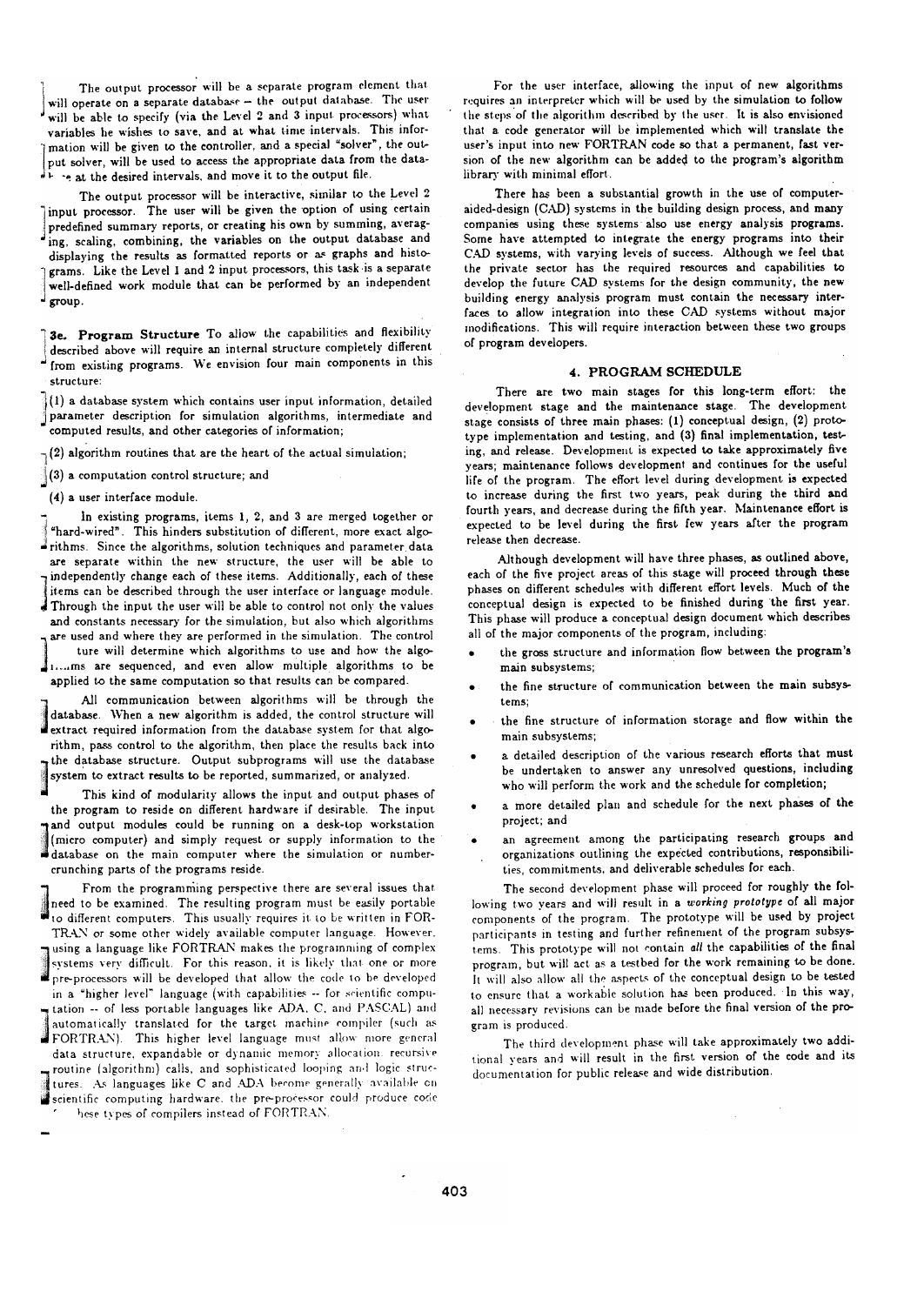The output processor will be a separate program element that will operate on a separate database – the output database. The user will be able to specify (via the Level 2 and 3 input processors) what variables he wishes to save, and at what time intervals. This information will be given to the controller, and a special "solver", the output solver, will be used to access the appropriate data from the database at the desired intervals, and move it to the output file.

The output processor will be interactive, similar to the Level 2 input processor. The user will be given the option of using certain predefined summary reports, or creating his own by summing, averaging, scaling, combining, the variables on the output database and displaying the results as formatted reports or as graphs and histograms. Like the Level 1 and 2 input processors, this task is a separate well-defined work module that can be performed by an independent group.

**3e. Program Structure** To allow the capabilities and flexibility described above will require an internal structure completely different from existing programs. We envision four main components in this structure:

(1) a database system which contains user input information, detailed parameter description for simulation algorithms, intermediate and computed results, and other categories of information;

(2) algorithm routines that are the heart of the actual simulation;

(3) a computation control structure; and

(4) a user interface module.

In existing programs, items 1, 2, and 3 are merged together or "hard-wired". This hinders substitution of different, more exact algorithms. Since the algorithms, solution techniques and parameter data are separate within the new structure, the user will be able to independently change each of these items. Additionally, each of these items can be described through the user interface or language module. Through the input the user will be able to control not only the values and constants necessary for the simulation, but also which algorithms are used and where they are performed in the simulation. The control structure will determine which algorithms to use and how the algorithms are sequenced, and even allow multiple algorithms to be applied to the same computation so that results can be compared.

All communication between algorithms will be through the database. When a new algorithm is added, the control structure will extract required information from the database system for that algorithm, pass control to the algorithm, then place the results back into the database structure. Output subprograms will use the database system to extract results to be reported, summarized, or analyzed.

This kind of modularity allows the input and output phases of the program to reside on different hardware if desirable. The input and output modules could be running on a desk-top workstation (micro computer) and simply request or supply information to the database on the main computer where the simulation or number-crunching parts of the programs reside.

From the programming perspective there are several issues that need to be examined. The resulting program must be easily portable to different computers. This usually requires it to be written in FORTRAN or some other widely available computer language. However, using a language like FORTRAN makes the programming of complex systems very difficult. For this reason, it is likely that one or more pre-processors will be developed that allow the code to be developed in a "higher level" language (with capabilities -- for scientific computation -- of less portable languages like ADA, C, and PASCAL) and automatically translated for the target machine compiler (such as FORTRAN). This higher level language must allow more general data structure, expandable or dynamic memory allocation, recursive routine (algorithm) calls, and sophisticated looping and logic structures. As languages like C and ADA become generally available on scientific computing hardware, the pre-processor could produce code for these types of compilers instead of FORTRAN.

For the user interface, allowing the input of new algorithms requires an interpreter which will be used by the simulation to follow the steps of the algorithm described by the user. It is also envisioned that a code generator will be implemented which will translate the user's input into new FORTRAN code so that a permanent, fast version of the new algorithm can be added to the program's algorithm library with minimal effort.

There has been a substantial growth in the use of computer-aided-design (CAD) systems in the building design process, and many companies using these systems also use energy analysis programs. Some have attempted to integrate the energy programs into their CAD systems, with varying levels of success. Although we feel that the private sector has the required resources and capabilities to develop the future CAD systems for the design community, the new building energy analysis program must contain the necessary interfaces to allow integration into these CAD systems without major modifications. This will require interaction between these two groups of program developers.

## 4. PROGRAM SCHEDULE

There are two main stages for this long-term effort: the development stage and the maintenance stage. The development stage consists of three main phases: (1) conceptual design, (2) prototype implementation and testing, and (3) final implementation, testing, and release. Development is expected to take approximately five years; maintenance follows development and continues for the useful life of the program. The effort level during development is expected to increase during the first two years, peak during the third and fourth years, and decrease during the fifth year. Maintenance effort is expected to be level during the first few years after the program release then decrease.

Although development will have three phases, as outlined above, each of the five project areas of this stage will proceed through these phases on different schedules with different effort levels. Much of the conceptual design is expected to be finished during the first year. This phase will produce a conceptual design document which describes all of the major components of the program, including:

- the gross structure and information flow between the program's main subsystems;
- the fine structure of communication between the main subsystems;
- the fine structure of information storage and flow within the main subsystems;
- a detailed description of the various research efforts that must be undertaken to answer any unresolved questions, including who will perform the work and the schedule for completion;
- a more detailed plan and schedule for the next phases of the project; and
- an agreement among the participating research groups and organizations outlining the expected contributions, responsibilities, commitments, and deliverable schedules for each.

The second development phase will proceed for roughly the following two years and will result in a *working prototype* of all major components of the program. The prototype will be used by project participants in testing and further refinement of the program subsystems. This prototype will not contain *all* the capabilities of the final program, but will act as a testbed for the work remaining to be done. It will also allow all the aspects of the conceptual design to be tested to ensure that a workable solution has been produced. In this way, all necessary revisions can be made before the final version of the program is produced.

The third development phase will take approximately two additional years and will result in the first version of the code and its documentation for public release and wide distribution.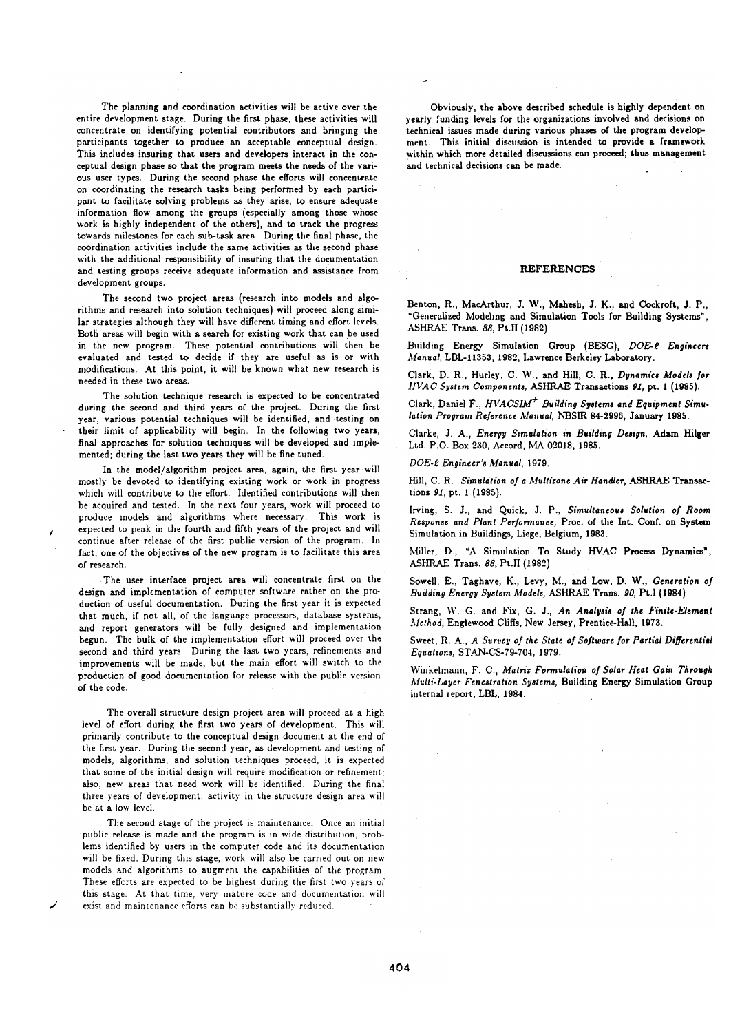The planning and coordination activities will be active over the entire development stage. During the first phase, these activities will concentrate on identifying potential contributors and bringing the participants together to produce an acceptable conceptual design. This includes insuring that users and developers interact in the conceptual design phase so that the program meets the needs of the various user types. During the second phase the efforts will concentrate on coordinating the research tasks being performed by each participant to facilitate solving problems as they arise, to ensure adequate information flow among the groups (especially among those whose work is highly independent of the others), and to track the progress towards milestones for each sub-task area. During the final phase, the coordination activities include the same activities as the second phase with the additional responsibility of insuring that the documentation and testing groups receive adequate information and assistance from development groups.

The second two project areas (research into models and algorithms and research into solution techniques) will proceed along similar strategies although they will have different timing and effort levels. Both areas will begin with a search for existing work that can be used in the new program. These potential contributions will then be evaluated and tested to decide if they are useful as is or with modifications. At this point, it will be known what new research is needed in these two areas.

The solution technique research is expected to be concentrated during the second and third years of the project. During the first year, various potential techniques will be identified, and testing on their limit of applicability will begin. In the following two years, final approaches for solution techniques will be developed and implemented; during the last two years they will be fine tuned.

In the model/algorithm project area, again, the first year will mostly be devoted to identifying existing work or work in progress which will contribute to the effort. Identified contributions will then be acquired and tested. In the next four years, work will proceed to produce models and algorithms where necessary. This work is expected to peak in the fourth and fifth years of the project and will continue after release of the first public version of the program. In fact, one of the objectives of the new program is to facilitate this area of research.

The user interface project area will concentrate first on the design and implementation of computer software rather on the production of useful documentation. During the first year it is expected that much, if not all, of the language processors, database systems, and report generators will be fully designed and implementation begun. The bulk of the implementation effort will proceed over the second and third years. During the last two years, refinements and improvements will be made, but the main effort will switch to the production of good documentation for release with the public version of the code.

The overall structure design project area will proceed at a high level of effort during the first two years of development. This will primarily contribute to the conceptual design document at the end of the first year. During the second year, as development and testing of models, algorithms, and solution techniques proceed, it is expected that some of the initial design will require modification or refinement; also, new areas that need work will be identified. During the final three years of development, activity in the structure design area will be at a low level.

The second stage of the project is maintenance. Once an initial public release is made and the program is in wide distribution, problems identified by users in the computer code and its documentation will be fixed. During this stage, work will also be carried out on new models and algorithms to augment the capabilities of the program. These efforts are expected to be highest during the first two years of this stage. At that time, very mature code and documentation will exist and maintenance efforts can be substantially reduced.

Obviously, the above described schedule is highly dependent on yearly funding levels for the organizations involved and decisions on technical issues made during various phases of the program development. This initial discussion is intended to provide a framework within which more detailed discussions can proceed; thus management and technical decisions can be made.

## REFERENCES

Benton, R., MacArthur, J. W., Mahesh, J. K., and Cockroft, J. P., "Generalized Modeling and Simulation Tools for Building Systems", ASHRAE Trans. *88*, Pt.II (1982)

Building Energy Simulation Group (BESG), *DOE-2 Engineers Manual*, LBL-11353, 1982, Lawrence Berkeley Laboratory.

Clark, D. R., Hurley, C. W., and Hill, C. R., *Dynamics Models for HVAC System Components*, ASHRAE Transactions *91*, pt. 1 (1985).

Clark, Daniel F., *HVACSIM$^+$ Building Systems and Equipment Simulation Program Reference Manual*, NBSIR 84-2996, January 1985.

Clarke, J. A., *Energy Simulation in Building Design*, Adam Hilger Ltd, P.O. Box 230, Accord, MA 02018, 1985.

*DOE-2 Engineer's Manual*, 1979.

Hill, C. R. *Simulation of a Multizone Air Handler*, ASHRAE Transactions *91*, pt. 1 (1985).

Irving, S. J., and Quick, J. P., *Simultaneous Solution of Room Response and Plant Performance*, Proc. of the Int. Conf. on System Simulation in Buildings, Liege, Belgium, 1983.

Miller, D., "A Simulation To Study HVAC Process Dynamics", ASHRAE Trans. *88*, Pt.II (1982)

Sowell, E., Taghave, K., Levy, M., and Low, D. W., *Generation of Building Energy System Models*, ASHRAE Trans. *90*, Pt.I (1984)

Strang, W. G. and Fix, G. J., *An Analysis of the Finite-Element Method*, Englewood Cliffs, New Jersey, Prentice-Hall, 1973.

Sweet, R. A., *A Survey of the State of Software for Partial Differential Equations*, STAN-CS-79-704, 1979.

Winkelmann, F. C., *Matrix Formulation of Solar Heat Gain Through Multi-Layer Fenestration Systems*, Building Energy Simulation Group internal report, LBL, 1984.